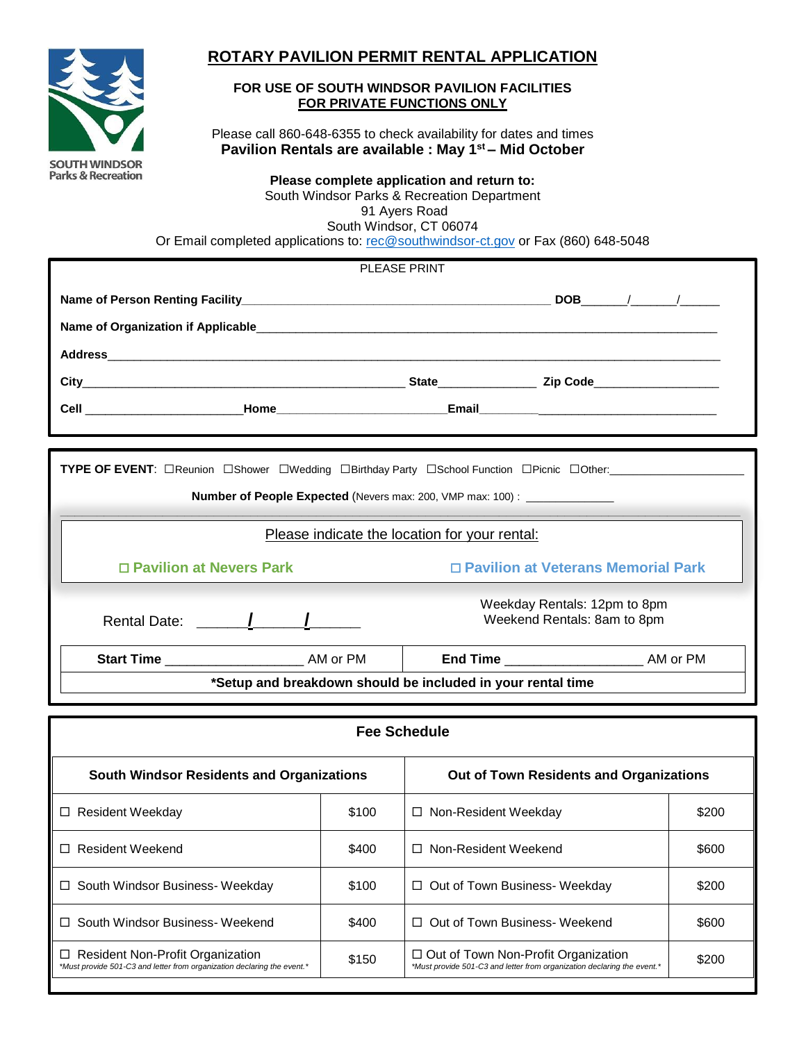SOUTH WINDSOR Parks & Recreation

# ROTARY PAVILION PERMIT RENTAL APPLICATION

**FOR USE OF SOUTH WINDSOR PAVILION FACILITIES**
**FOR PRIVATE FUNCTIONS ONLY**

Please call 860-648-6355 to check availability for dates and times
**Pavilion Rentals are available : May 1st – Mid October**

**Please complete application and return to:**
South Windsor Parks & Recreation Department
91 Ayers Road
South Windsor, CT 06074
Or Email completed applications to: rec@southwindsor-ct.gov or Fax (860) 648-5048

PLEASE PRINT

**Name of Person Renting Facility**_______________________________ **DOB**_____/_____/_____

**Name of Organization if Applicable**_______________________________

**Address**_______________________________

**City**______________________ **State**__________ **Zip Code**____________

**Cell** ______________ **Home**______________ **Email**______________

**TYPE OF EVENT**: ☐Reunion ☐Shower ☐Wedding ☐Birthday Party ☐School Function ☐Picnic ☐Other:______________

**Number of People Expected** (Nevers max: 200, VMP max: 100) : ____________

Please indicate the location for your rental:

☐ **Pavilion at Nevers Park** ☐ **Pavilion at Veterans Memorial Park**

Rental Date: _____/_____/_____

Weekday Rentals: 12pm to 8pm
Weekend Rentals: 8am to 8pm

**Start Time** ______________ AM or PM **End Time** ______________ AM or PM

***Setup and breakdown should be included in your rental time**

## Fee Schedule

| South Windsor Residents and Organizations | | Out of Town Residents and Organizations | |
|---|---|---|---|
| ☐ Resident Weekday | $100 | ☐ Non-Resident Weekday | $200 |
| ☐ Resident Weekend | $400 | ☐ Non-Resident Weekend | $600 |
| ☐ South Windsor Business- Weekday | $100 | ☐ Out of Town Business- Weekday | $200 |
| ☐ South Windsor Business- Weekend | $400 | ☐ Out of Town Business- Weekend | $600 |
| ☐ Resident Non-Profit Organization *Must provide 501-C3 and letter from organization declaring the event.* | $150 | ☐ Out of Town Non-Profit Organization *Must provide 501-C3 and letter from organization declaring the event.* | $200 |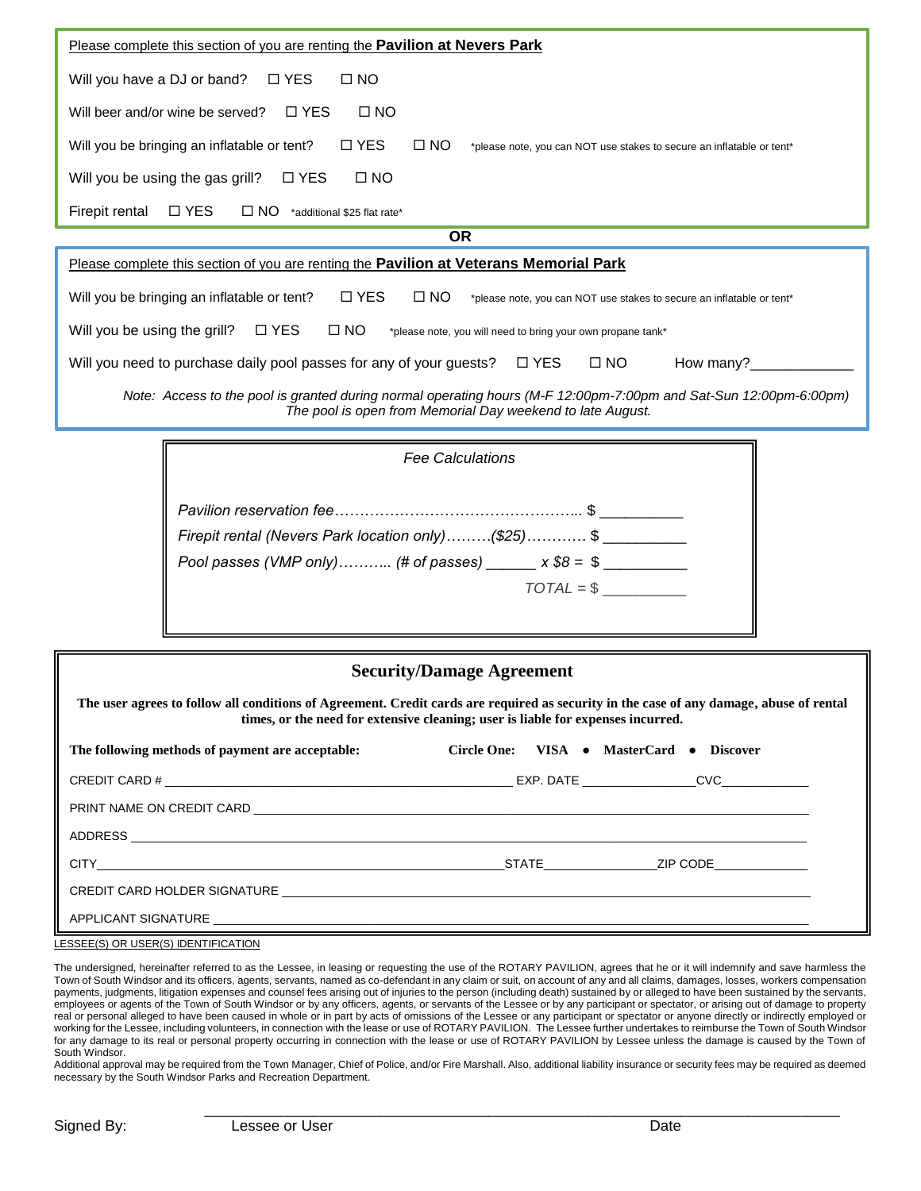Please complete this section of you are renting the **Pavilion at Nevers Park**

Will you have a DJ or band? ☐ YES ☐ NO

Will beer and/or wine be served? ☐ YES ☐ NO

Will you be bringing an inflatable or tent? ☐ YES ☐ NO *please note, you can NOT use stakes to secure an inflatable or tent*

Will you be using the gas grill? ☐ YES ☐ NO

Firepit rental ☐ YES ☐ NO *additional $25 flat rate*

**OR**

Please complete this section of you are renting the **Pavilion at Veterans Memorial Park**

Will you be bringing an inflatable or tent? ☐ YES ☐ NO *please note, you can NOT use stakes to secure an inflatable or tent*

Will you be using the grill? ☐ YES ☐ NO *please note, you will need to bring your own propane tank*

Will you need to purchase daily pool passes for any of your guests? ☐ YES ☐ NO How many?____________

*Note: Access to the pool is granted during normal operating hours (M-F 12:00pm-7:00pm and Sat-Sun 12:00pm-6:00pm) The pool is open from Memorial Day weekend to late August.*

*Fee Calculations*

*Pavilion reservation fee*………………………………………….. $ __________

*Firepit rental (Nevers Park location only)*………($25)………… $ __________

*Pool passes (VMP only)*……….. (# of passes) ______ x $8 = $ __________

*TOTAL* = $ __________

## Security/Damage Agreement

**The user agrees to follow all conditions of Agreement. Credit cards are required as security in the case of any damage, abuse of rental times, or the need for extensive cleaning; user is liable for expenses incurred.**

**The following methods of payment are acceptable:** **Circle One: VISA • MasterCard • Discover**

CREDIT CARD # ______________________________ EXP. DATE ______________ CVC____________

PRINT NAME ON CREDIT CARD ______________________________

ADDRESS ______________________________

CITY______________________________ STATE______________ ZIP CODE____________

CREDIT CARD HOLDER SIGNATURE ______________________________

APPLICANT SIGNATURE ______________________________

LESSEE(S) OR USER(S) IDENTIFICATION

The undersigned, hereinafter referred to as the Lessee, in leasing or requesting the use of the ROTARY PAVILION, agrees that he or it will indemnify and save harmless the Town of South Windsor and its officers, agents, servants, named as co-defendant in any claim or suit, on account of any and all claims, damages, losses, workers compensation payments, judgments, litigation expenses and counsel fees arising out of injuries to the person (including death) sustained by or alleged to have been sustained by the servants, employees or agents of the Town of South Windsor or by any officers, agents, or servants of the Lessee or by any participant or spectator, or arising out of damage to property real or personal alleged to have been caused in whole or in part by acts of omissions of the Lessee or any participant or spectator or anyone directly or indirectly employed or working for the Lessee, including volunteers, in connection with the lease or use of ROTARY PAVILION. The Lessee further undertakes to reimburse the Town of South Windsor for any damage to its real or personal property occurring in connection with the lease or use of ROTARY PAVILION by Lessee unless the damage is caused by the Town of South Windsor.

Additional approval may be required from the Town Manager, Chief of Police, and/or Fire Marshall. Also, additional liability insurance or security fees may be required as deemed necessary by the South Windsor Parks and Recreation Department.

Signed By: ______________________________

Lessee or User Date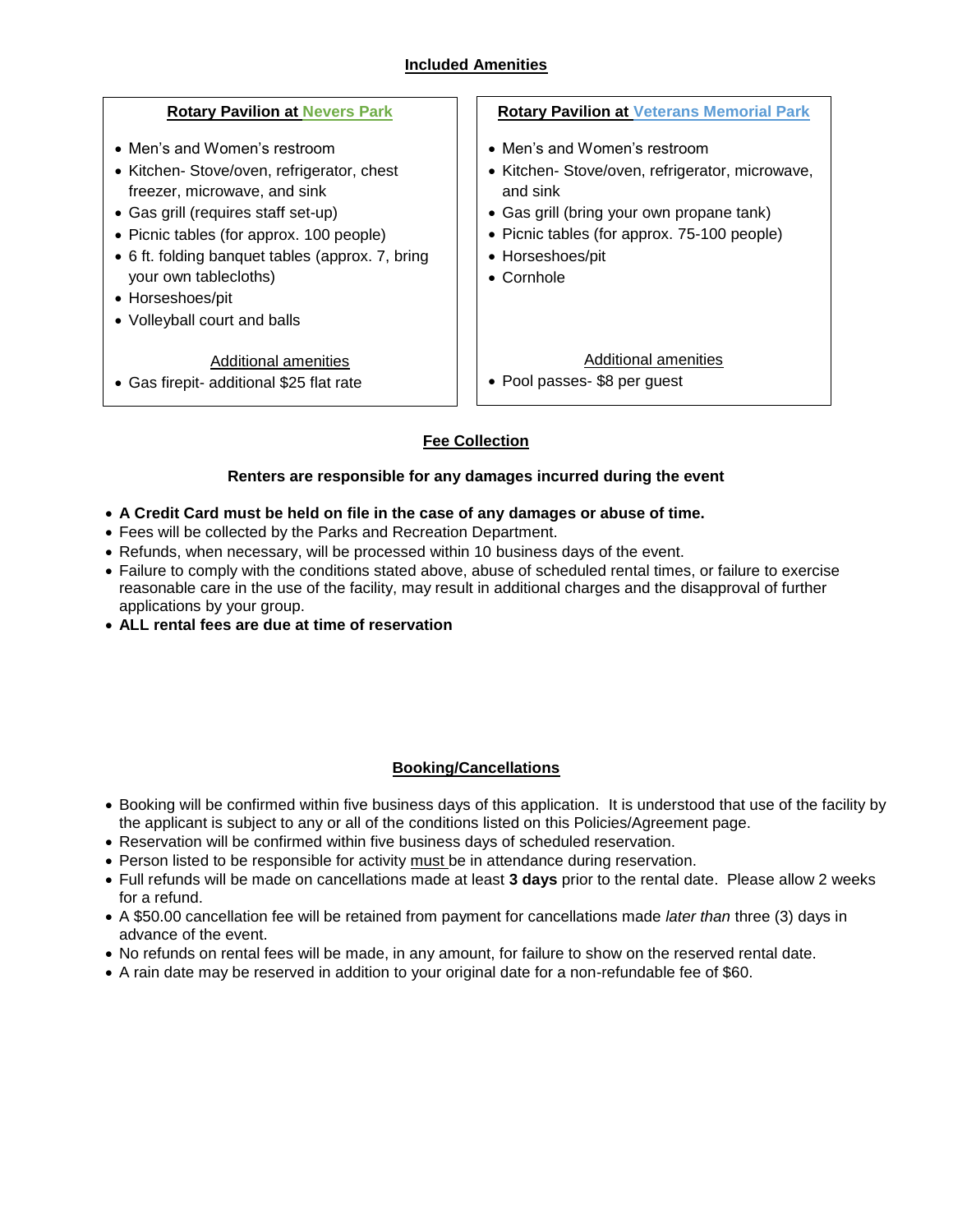## Included Amenities

### Rotary Pavilion at Nevers Park

- Men's and Women's restroom
- Kitchen- Stove/oven, refrigerator, chest freezer, microwave, and sink
- Gas grill (requires staff set-up)
- Picnic tables (for approx. 100 people)
- 6 ft. folding banquet tables (approx. 7, bring your own tablecloths)
- Horseshoes/pit
- Volleyball court and balls

Additional amenities

- Gas firepit- additional $25 flat rate

### Rotary Pavilion at Veterans Memorial Park

- Men's and Women's restroom
- Kitchen- Stove/oven, refrigerator, microwave, and sink
- Gas grill (bring your own propane tank)
- Picnic tables (for approx. 75-100 people)
- Horseshoes/pit
- Cornhole

Additional amenities

- Pool passes- $8 per guest

## Fee Collection

**Renters are responsible for any damages incurred during the event**

- **A Credit Card must be held on file in the case of any damages or abuse of time.**
- Fees will be collected by the Parks and Recreation Department.
- Refunds, when necessary, will be processed within 10 business days of the event.
- Failure to comply with the conditions stated above, abuse of scheduled rental times, or failure to exercise reasonable care in the use of the facility, may result in additional charges and the disapproval of further applications by your group.
- **ALL rental fees are due at time of reservation**

## Booking/Cancellations

- Booking will be confirmed within five business days of this application. It is understood that use of the facility by the applicant is subject to any or all of the conditions listed on this Policies/Agreement page.
- Reservation will be confirmed within five business days of scheduled reservation.
- Person listed to be responsible for activity must be in attendance during reservation.
- Full refunds will be made on cancellations made at least **3 days** prior to the rental date. Please allow 2 weeks for a refund.
- A $50.00 cancellation fee will be retained from payment for cancellations made *later than* three (3) days in advance of the event.
- No refunds on rental fees will be made, in any amount, for failure to show on the reserved rental date.
- A rain date may be reserved in addition to your original date for a non-refundable fee of $60.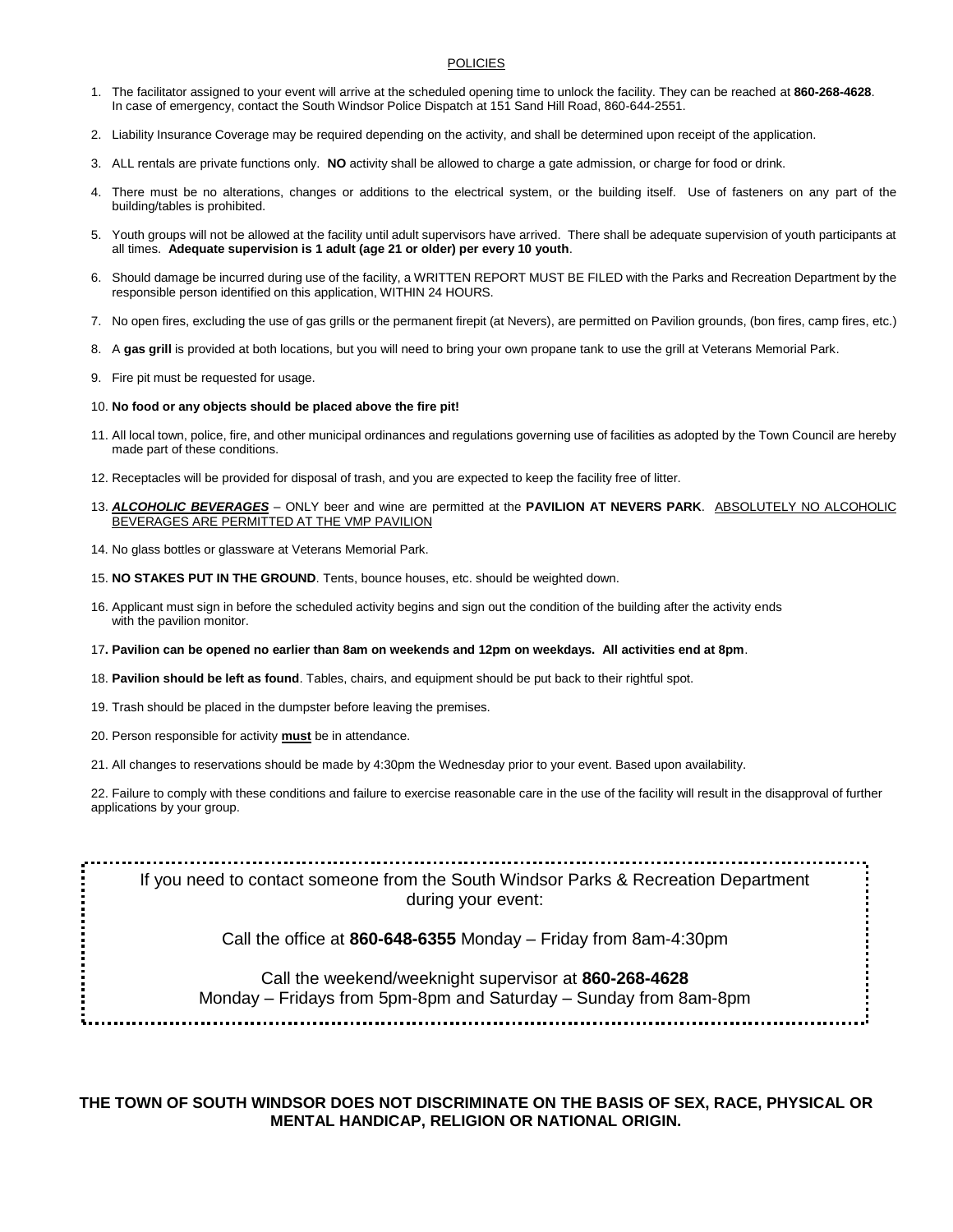## POLICIES

1. The facilitator assigned to your event will arrive at the scheduled opening time to unlock the facility. They can be reached at **860-268-4628**. In case of emergency, contact the South Windsor Police Dispatch at 151 Sand Hill Road, 860-644-2551.
2. Liability Insurance Coverage may be required depending on the activity, and shall be determined upon receipt of the application.
3. ALL rentals are private functions only. **NO** activity shall be allowed to charge a gate admission, or charge for food or drink.
4. There must be no alterations, changes or additions to the electrical system, or the building itself. Use of fasteners on any part of the building/tables is prohibited.
5. Youth groups will not be allowed at the facility until adult supervisors have arrived. There shall be adequate supervision of youth participants at all times. **Adequate supervision is 1 adult (age 21 or older) per every 10 youth**.
6. Should damage be incurred during use of the facility, a WRITTEN REPORT MUST BE FILED with the Parks and Recreation Department by the responsible person identified on this application, WITHIN 24 HOURS.
7. No open fires, excluding the use of gas grills or the permanent firepit (at Nevers), are permitted on Pavilion grounds, (bon fires, camp fires, etc.)
8. A **gas grill** is provided at both locations, but you will need to bring your own propane tank to use the grill at Veterans Memorial Park.
9. Fire pit must be requested for usage.
10. **No food or any objects should be placed above the fire pit!**
11. All local town, police, fire, and other municipal ordinances and regulations governing use of facilities as adopted by the Town Council are hereby made part of these conditions.
12. Receptacles will be provided for disposal of trash, and you are expected to keep the facility free of litter.
13. ***ALCOHOLIC BEVERAGES*** – ONLY beer and wine are permitted at the **PAVILION AT NEVERS PARK**. ABSOLUTELY NO ALCOHOLIC BEVERAGES ARE PERMITTED AT THE VMP PAVILION
14. No glass bottles or glassware at Veterans Memorial Park.
15. **NO STAKES PUT IN THE GROUND**. Tents, bounce houses, etc. should be weighted down.
16. Applicant must sign in before the scheduled activity begins and sign out the condition of the building after the activity ends with the pavilion monitor.
17. **Pavilion can be opened no earlier than 8am on weekends and 12pm on weekdays. All activities end at 8pm**.
18. **Pavilion should be left as found**. Tables, chairs, and equipment should be put back to their rightful spot.
19. Trash should be placed in the dumpster before leaving the premises.
20. Person responsible for activity **must** be in attendance.
21. All changes to reservations should be made by 4:30pm the Wednesday prior to your event. Based upon availability.
22. Failure to comply with these conditions and failure to exercise reasonable care in the use of the facility will result in the disapproval of further applications by your group.

If you need to contact someone from the South Windsor Parks & Recreation Department during your event:

Call the office at **860-648-6355** Monday – Friday from 8am-4:30pm

Call the weekend/weeknight supervisor at **860-268-4628**
Monday – Fridays from 5pm-8pm and Saturday – Sunday from 8am-8pm

**THE TOWN OF SOUTH WINDSOR DOES NOT DISCRIMINATE ON THE BASIS OF SEX, RACE, PHYSICAL OR MENTAL HANDICAP, RELIGION OR NATIONAL ORIGIN.**